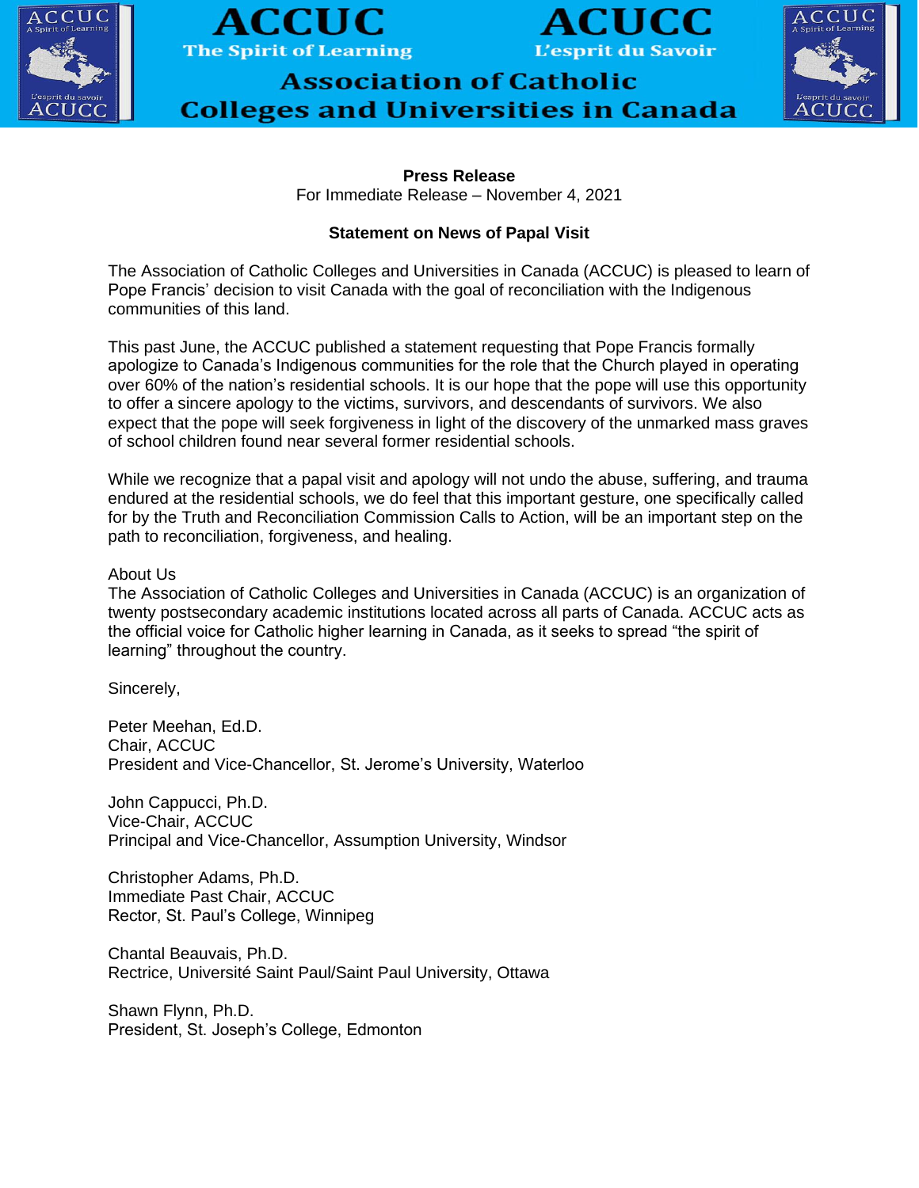# ACCUC
**The Spirit of Learning**

# ACUCC
**L'esprit du Savoir**

## Association of Catholic Colleges and Universities in Canada

**Press Release**
For Immediate Release – November 4, 2021

**Statement on News of Papal Visit**

The Association of Catholic Colleges and Universities in Canada (ACCUC) is pleased to learn of Pope Francis' decision to visit Canada with the goal of reconciliation with the Indigenous communities of this land.

This past June, the ACCUC published a statement requesting that Pope Francis formally apologize to Canada's Indigenous communities for the role that the Church played in operating over 60% of the nation's residential schools. It is our hope that the pope will use this opportunity to offer a sincere apology to the victims, survivors, and descendants of survivors. We also expect that the pope will seek forgiveness in light of the discovery of the unmarked mass graves of school children found near several former residential schools.

While we recognize that a papal visit and apology will not undo the abuse, suffering, and trauma endured at the residential schools, we do feel that this important gesture, one specifically called for by the Truth and Reconciliation Commission Calls to Action, will be an important step on the path to reconciliation, forgiveness, and healing.

About Us
The Association of Catholic Colleges and Universities in Canada (ACCUC) is an organization of twenty postsecondary academic institutions located across all parts of Canada. ACCUC acts as the official voice for Catholic higher learning in Canada, as it seeks to spread "the spirit of learning" throughout the country.

Sincerely,

Peter Meehan, Ed.D.
Chair, ACCUC
President and Vice-Chancellor, St. Jerome's University, Waterloo

John Cappucci, Ph.D.
Vice-Chair, ACCUC
Principal and Vice-Chancellor, Assumption University, Windsor

Christopher Adams, Ph.D.
Immediate Past Chair, ACCUC
Rector, St. Paul's College, Winnipeg

Chantal Beauvais, Ph.D.
Rectrice, Université Saint Paul/Saint Paul University, Ottawa

Shawn Flynn, Ph.D.
President, St. Joseph's College, Edmonton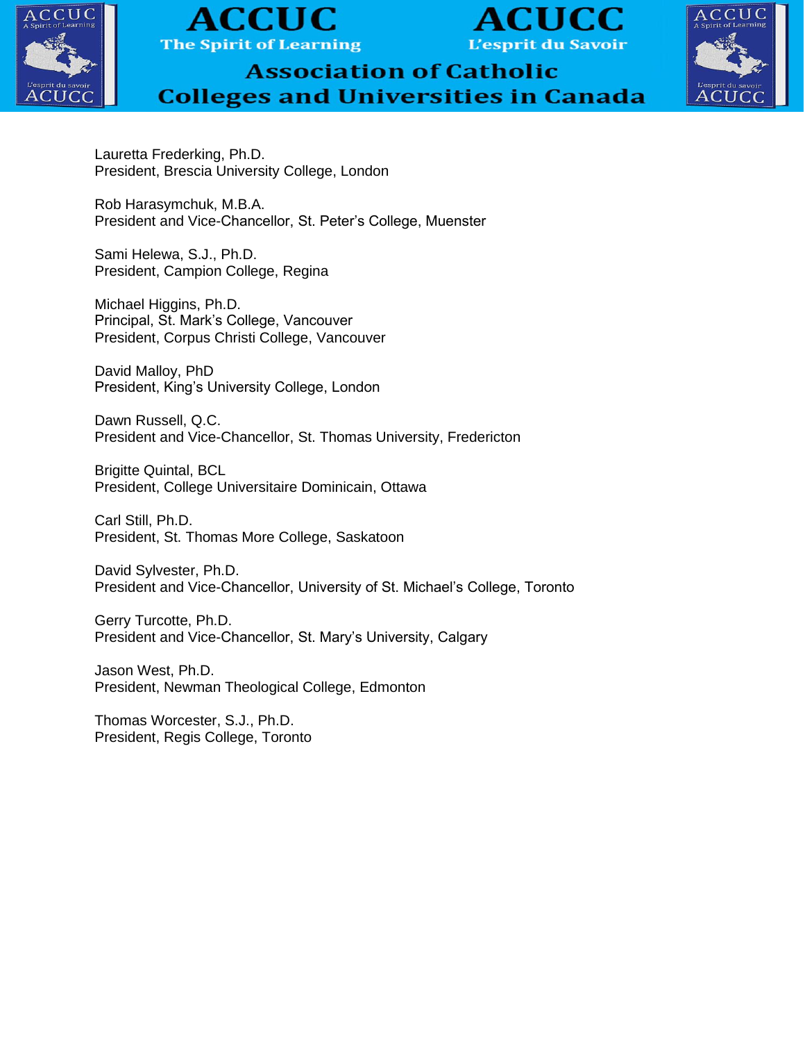Lauretta Frederking, Ph.D.
President, Brescia University College, London

Rob Harasymchuk, M.B.A.
President and Vice-Chancellor, St. Peter's College, Muenster

Sami Helewa, S.J., Ph.D.
President, Campion College, Regina

Michael Higgins, Ph.D.
Principal, St. Mark's College, Vancouver
President, Corpus Christi College, Vancouver

David Malloy, PhD
President, King's University College, London

Dawn Russell, Q.C.
President and Vice-Chancellor, St. Thomas University, Fredericton

Brigitte Quintal, BCL
President, College Universitaire Dominicain, Ottawa

Carl Still, Ph.D.
President, St. Thomas More College, Saskatoon

David Sylvester, Ph.D.
President and Vice-Chancellor, University of St. Michael's College, Toronto

Gerry Turcotte, Ph.D.
President and Vice-Chancellor, St. Mary's University, Calgary

Jason West, Ph.D.
President, Newman Theological College, Edmonton

Thomas Worcester, S.J., Ph.D.
President, Regis College, Toronto